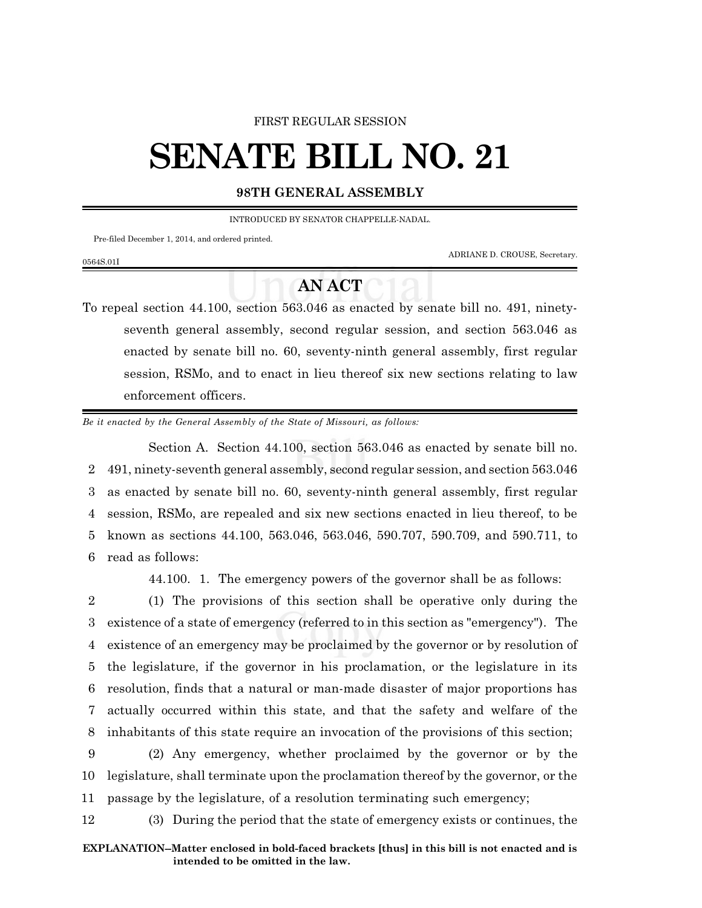FIRST REGULAR SESSION

# SENATE BILL NO. 21

**98TH GENERAL ASSEMBLY**

INTRODUCED BY SENATOR CHAPPELLE-NADAL.

Pre-filed December 1, 2014, and ordered printed.

ADRIANE D. CROUSE, Secretary.

0564S.01I

## AN ACT

To repeal section 44.100, section 563.046 as enacted by senate bill no. 491, ninety-seventh general assembly, second regular session, and section 563.046 as enacted by senate bill no. 60, seventy-ninth general assembly, first regular session, RSMo, and to enact in lieu thereof six new sections relating to law enforcement officers.

*Be it enacted by the General Assembly of the State of Missouri, as follows:*

Section A. Section 44.100, section 563.046 as enacted by senate bill no. 491, ninety-seventh general assembly, second regular session, and section 563.046 as enacted by senate bill no. 60, seventy-ninth general assembly, first regular session, RSMo, are repealed and six new sections enacted in lieu thereof, to be known as sections 44.100, 563.046, 563.046, 590.707, 590.709, and 590.711, to read as follows:

44.100. 1. The emergency powers of the governor shall be as follows:

(1) The provisions of this section shall be operative only during the existence of a state of emergency (referred to in this section as "emergency"). The existence of an emergency may be proclaimed by the governor or by resolution of the legislature, if the governor in his proclamation, or the legislature in its resolution, finds that a natural or man-made disaster of major proportions has actually occurred within this state, and that the safety and welfare of the inhabitants of this state require an invocation of the provisions of this section;

(2) Any emergency, whether proclaimed by the governor or by the legislature, shall terminate upon the proclamation thereof by the governor, or the passage by the legislature, of a resolution terminating such emergency;

(3) During the period that the state of emergency exists or continues, the

**EXPLANATION–Matter enclosed in bold-faced brackets [thus] in this bill is not enacted and is intended to be omitted in the law.**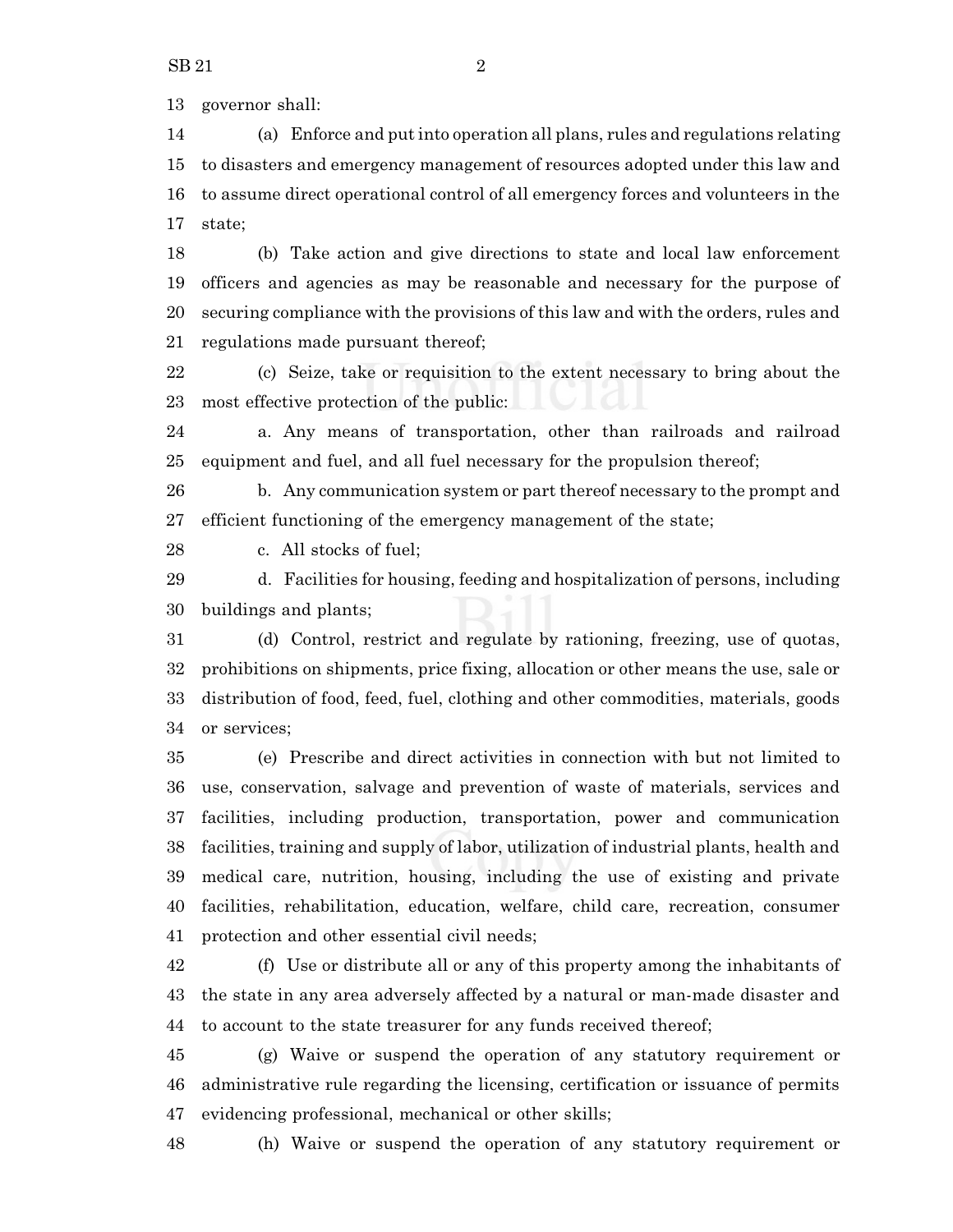governor shall:

(a) Enforce and put into operation all plans, rules and regulations relating to disasters and emergency management of resources adopted under this law and to assume direct operational control of all emergency forces and volunteers in the state;

(b) Take action and give directions to state and local law enforcement officers and agencies as may be reasonable and necessary for the purpose of securing compliance with the provisions of this law and with the orders, rules and regulations made pursuant thereof;

(c) Seize, take or requisition to the extent necessary to bring about the most effective protection of the public:

a. Any means of transportation, other than railroads and railroad equipment and fuel, and all fuel necessary for the propulsion thereof;

b. Any communication system or part thereof necessary to the prompt and efficient functioning of the emergency management of the state;

c. All stocks of fuel;

d. Facilities for housing, feeding and hospitalization of persons, including buildings and plants;

(d) Control, restrict and regulate by rationing, freezing, use of quotas, prohibitions on shipments, price fixing, allocation or other means the use, sale or distribution of food, feed, fuel, clothing and other commodities, materials, goods or services;

(e) Prescribe and direct activities in connection with but not limited to use, conservation, salvage and prevention of waste of materials, services and facilities, including production, transportation, power and communication facilities, training and supply of labor, utilization of industrial plants, health and medical care, nutrition, housing, including the use of existing and private facilities, rehabilitation, education, welfare, child care, recreation, consumer protection and other essential civil needs;

(f) Use or distribute all or any of this property among the inhabitants of the state in any area adversely affected by a natural or man-made disaster and to account to the state treasurer for any funds received thereof;

(g) Waive or suspend the operation of any statutory requirement or administrative rule regarding the licensing, certification or issuance of permits evidencing professional, mechanical or other skills;

(h) Waive or suspend the operation of any statutory requirement or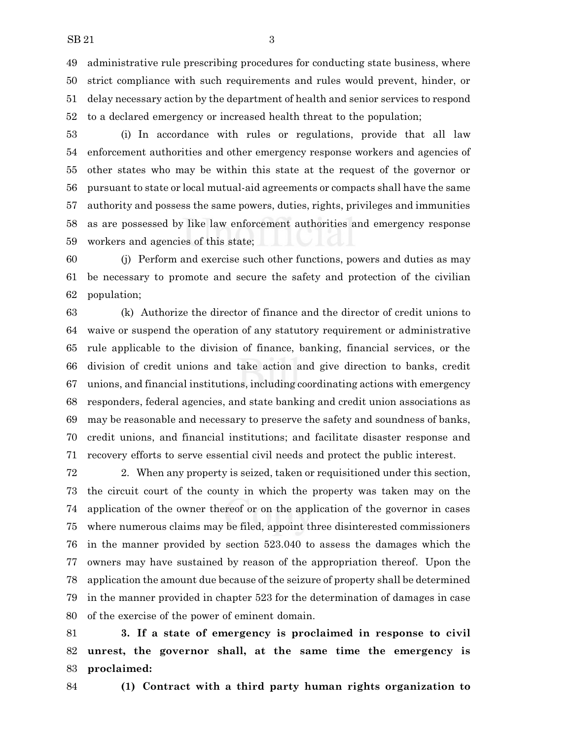administrative rule prescribing procedures for conducting state business, where strict compliance with such requirements and rules would prevent, hinder, or delay necessary action by the department of health and senior services to respond to a declared emergency or increased health threat to the population;

(i) In accordance with rules or regulations, provide that all law enforcement authorities and other emergency response workers and agencies of other states who may be within this state at the request of the governor or pursuant to state or local mutual-aid agreements or compacts shall have the same authority and possess the same powers, duties, rights, privileges and immunities as are possessed by like law enforcement authorities and emergency response workers and agencies of this state;

(j) Perform and exercise such other functions, powers and duties as may be necessary to promote and secure the safety and protection of the civilian population;

(k) Authorize the director of finance and the director of credit unions to waive or suspend the operation of any statutory requirement or administrative rule applicable to the division of finance, banking, financial services, or the division of credit unions and take action and give direction to banks, credit unions, and financial institutions, including coordinating actions with emergency responders, federal agencies, and state banking and credit union associations as may be reasonable and necessary to preserve the safety and soundness of banks, credit unions, and financial institutions; and facilitate disaster response and recovery efforts to serve essential civil needs and protect the public interest.

2. When any property is seized, taken or requisitioned under this section, the circuit court of the county in which the property was taken may on the application of the owner thereof or on the application of the governor in cases where numerous claims may be filed, appoint three disinterested commissioners in the manner provided by section 523.040 to assess the damages which the owners may have sustained by reason of the appropriation thereof. Upon the application the amount due because of the seizure of property shall be determined in the manner provided in chapter 523 for the determination of damages in case of the exercise of the power of eminent domain.

**3. If a state of emergency is proclaimed in response to civil unrest, the governor shall, at the same time the emergency is proclaimed:**

**(1) Contract with a third party human rights organization to**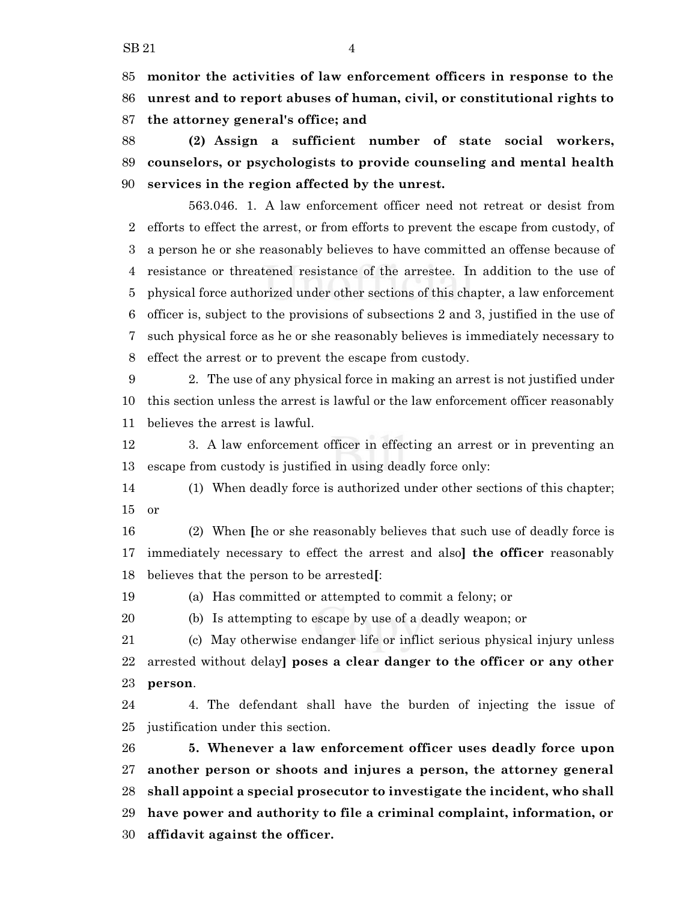**monitor the activities of law enforcement officers in response to the unrest and to report abuses of human, civil, or constitutional rights to the attorney general's office; and**

**(2) Assign a sufficient number of state social workers, counselors, or psychologists to provide counseling and mental health services in the region affected by the unrest.**

563.046. 1. A law enforcement officer need not retreat or desist from efforts to effect the arrest, or from efforts to prevent the escape from custody, of a person he or she reasonably believes to have committed an offense because of resistance or threatened resistance of the arrestee. In addition to the use of physical force authorized under other sections of this chapter, a law enforcement officer is, subject to the provisions of subsections 2 and 3, justified in the use of such physical force as he or she reasonably believes is immediately necessary to effect the arrest or to prevent the escape from custody.

2. The use of any physical force in making an arrest is not justified under this section unless the arrest is lawful or the law enforcement officer reasonably believes the arrest is lawful.

3. A law enforcement officer in effecting an arrest or in preventing an escape from custody is justified in using deadly force only:

(1) When deadly force is authorized under other sections of this chapter; or

(2) When **[**he or she reasonably believes that such use of deadly force is immediately necessary to effect the arrest and also**]** **the officer** reasonably believes that the person to be arrested**[**:

(a) Has committed or attempted to commit a felony; or

(b) Is attempting to escape by use of a deadly weapon; or

(c) May otherwise endanger life or inflict serious physical injury unless arrested without delay**]** **poses a clear danger to the officer or any other person**.

4. The defendant shall have the burden of injecting the issue of justification under this section.

**5. Whenever a law enforcement officer uses deadly force upon another person or shoots and injures a person, the attorney general shall appoint a special prosecutor to investigate the incident, who shall have power and authority to file a criminal complaint, information, or affidavit against the officer.**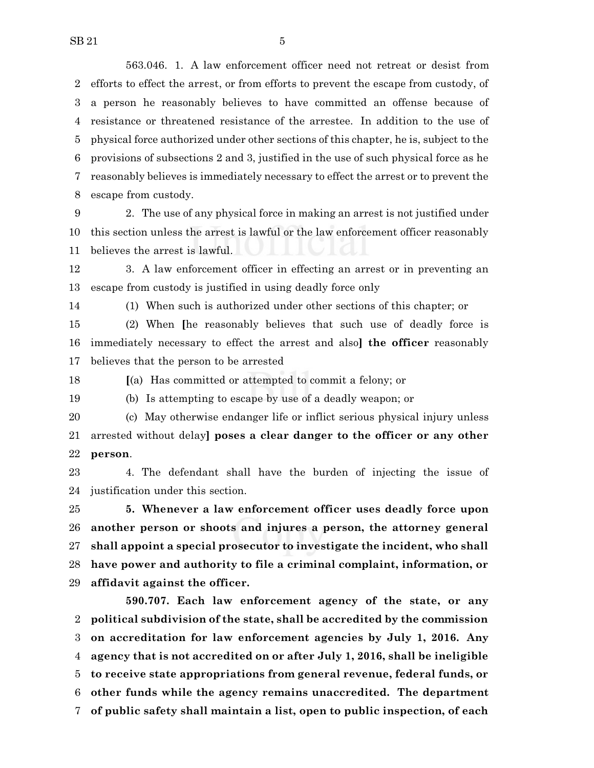563.046. 1. A law enforcement officer need not retreat or desist from efforts to effect the arrest, or from efforts to prevent the escape from custody, of a person he reasonably believes to have committed an offense because of resistance or threatened resistance of the arrestee. In addition to the use of physical force authorized under other sections of this chapter, he is, subject to the provisions of subsections 2 and 3, justified in the use of such physical force as he reasonably believes is immediately necessary to effect the arrest or to prevent the escape from custody.

2. The use of any physical force in making an arrest is not justified under this section unless the arrest is lawful or the law enforcement officer reasonably believes the arrest is lawful.

3. A law enforcement officer in effecting an arrest or in preventing an escape from custody is justified in using deadly force only

(1) When such is authorized under other sections of this chapter; or

(2) When [he reasonably believes that such use of deadly force is immediately necessary to effect the arrest and also] **the officer** reasonably believes that the person to be arrested

[(a) Has committed or attempted to commit a felony; or

(b) Is attempting to escape by use of a deadly weapon; or

(c) May otherwise endanger life or inflict serious physical injury unless arrested without delay] **poses a clear danger to the officer or any other person**.

4. The defendant shall have the burden of injecting the issue of justification under this section.

**5. Whenever a law enforcement officer uses deadly force upon another person or shoots and injures a person, the attorney general shall appoint a special prosecutor to investigate the incident, who shall have power and authority to file a criminal complaint, information, or affidavit against the officer.**

**590.707. Each law enforcement agency of the state, or any political subdivision of the state, shall be accredited by the commission on accreditation for law enforcement agencies by July 1, 2016. Any agency that is not accredited on or after July 1, 2016, shall be ineligible to receive state appropriations from general revenue, federal funds, or other funds while the agency remains unaccredited. The department of public safety shall maintain a list, open to public inspection, of each**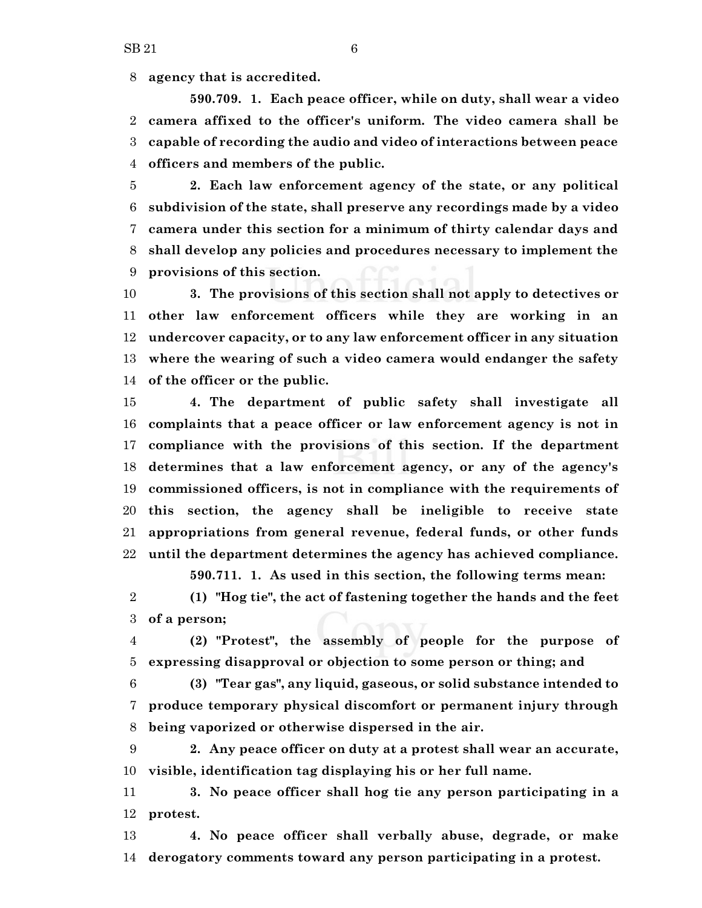**agency that is accredited.**

**590.709. 1. Each peace officer, while on duty, shall wear a video camera affixed to the officer's uniform. The video camera shall be capable of recording the audio and video of interactions between peace officers and members of the public.**

**2. Each law enforcement agency of the state, or any political subdivision of the state, shall preserve any recordings made by a video camera under this section for a minimum of thirty calendar days and shall develop any policies and procedures necessary to implement the provisions of this section.**

**3. The provisions of this section shall not apply to detectives or other law enforcement officers while they are working in an undercover capacity, or to any law enforcement officer in any situation where the wearing of such a video camera would endanger the safety of the officer or the public.**

**4. The department of public safety shall investigate all complaints that a peace officer or law enforcement agency is not in compliance with the provisions of this section. If the department determines that a law enforcement agency, or any of the agency's commissioned officers, is not in compliance with the requirements of this section, the agency shall be ineligible to receive state appropriations from general revenue, federal funds, or other funds until the department determines the agency has achieved compliance.**

**590.711. 1. As used in this section, the following terms mean:**

**(1) "Hog tie", the act of fastening together the hands and the feet of a person;**

**(2) "Protest", the assembly of people for the purpose of expressing disapproval or objection to some person or thing; and**

**(3) "Tear gas", any liquid, gaseous, or solid substance intended to produce temporary physical discomfort or permanent injury through being vaporized or otherwise dispersed in the air.**

**2. Any peace officer on duty at a protest shall wear an accurate, visible, identification tag displaying his or her full name.**

**3. No peace officer shall hog tie any person participating in a protest.**

**4. No peace officer shall verbally abuse, degrade, or make derogatory comments toward any person participating in a protest.**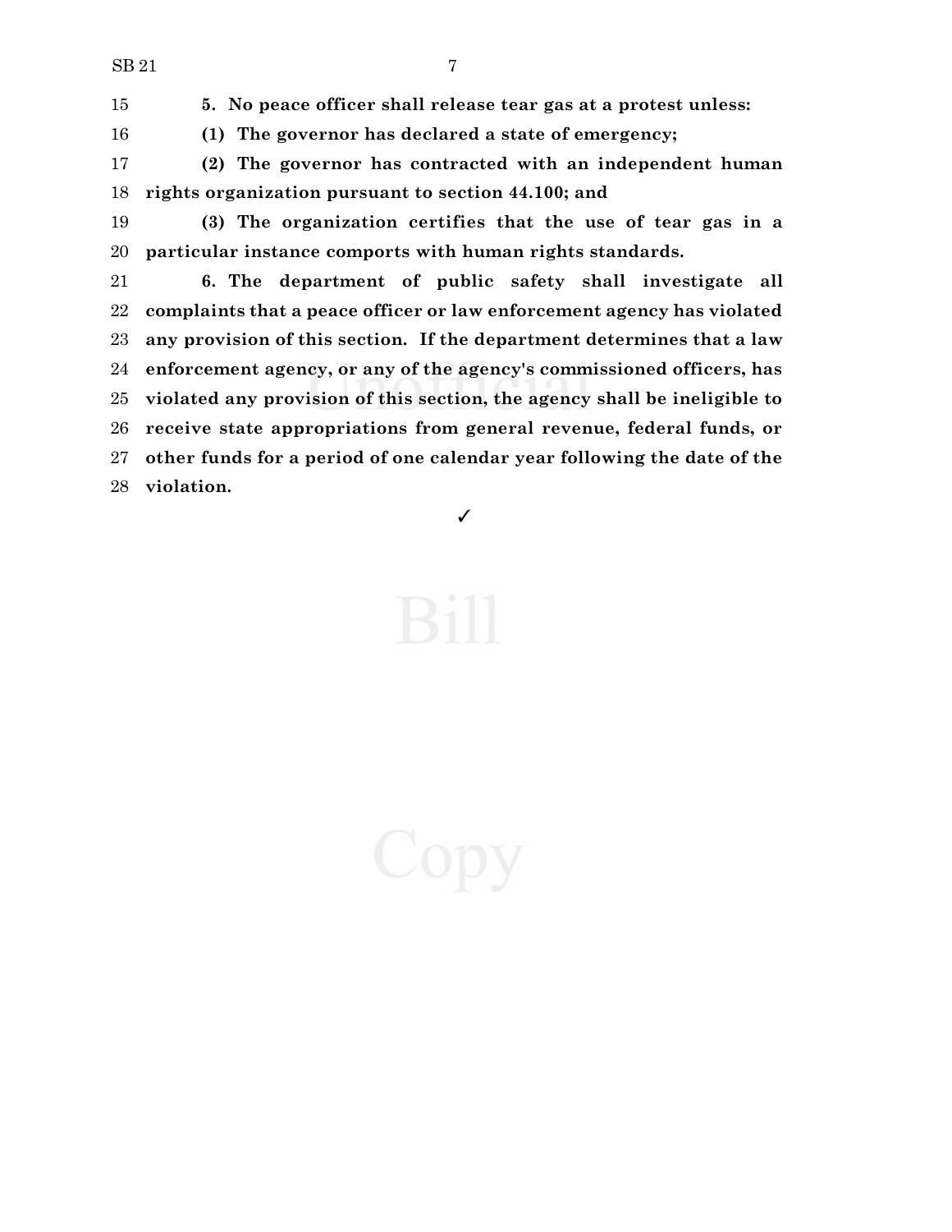**5. No peace officer shall release tear gas at a protest unless:**

**(1) The governor has declared a state of emergency;**

**(2) The governor has contracted with an independent human rights organization pursuant to section 44.100; and**

**(3) The organization certifies that the use of tear gas in a particular instance comports with human rights standards.**

**6. The department of public safety shall investigate all complaints that a peace officer or law enforcement agency has violated any provision of this section. If the department determines that a law enforcement agency, or any of the agency's commissioned officers, has violated any provision of this section, the agency shall be ineligible to receive state appropriations from general revenue, federal funds, or other funds for a period of one calendar year following the date of the violation.**

✓